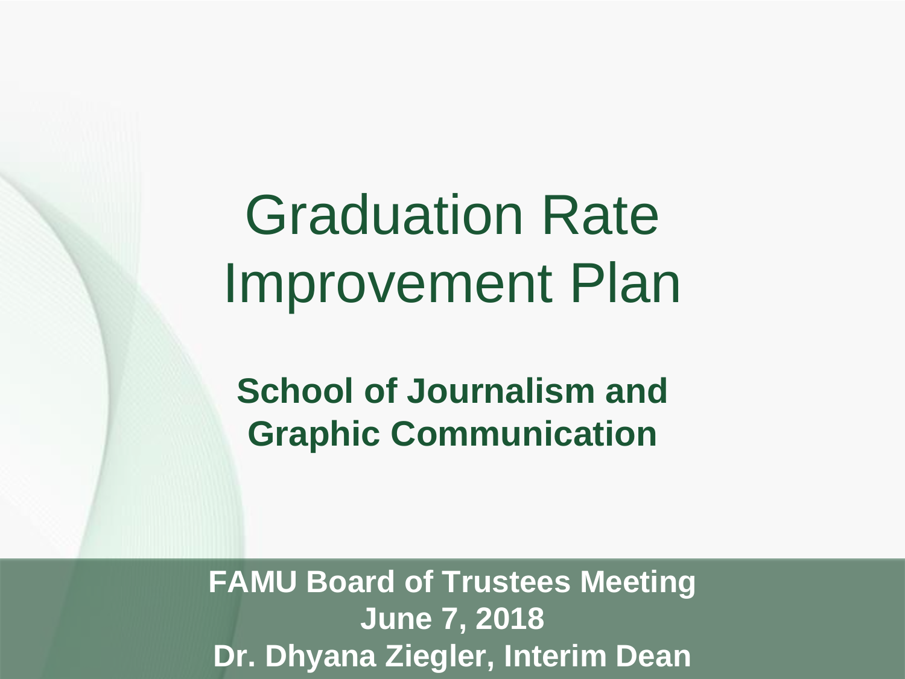# Graduation Rate Improvement Plan

**School of Journalism and Graphic Communication**

**FAMU Board of Trustees Meeting**
**June 7, 2018**
**Dr. Dhyana Ziegler, Interim Dean**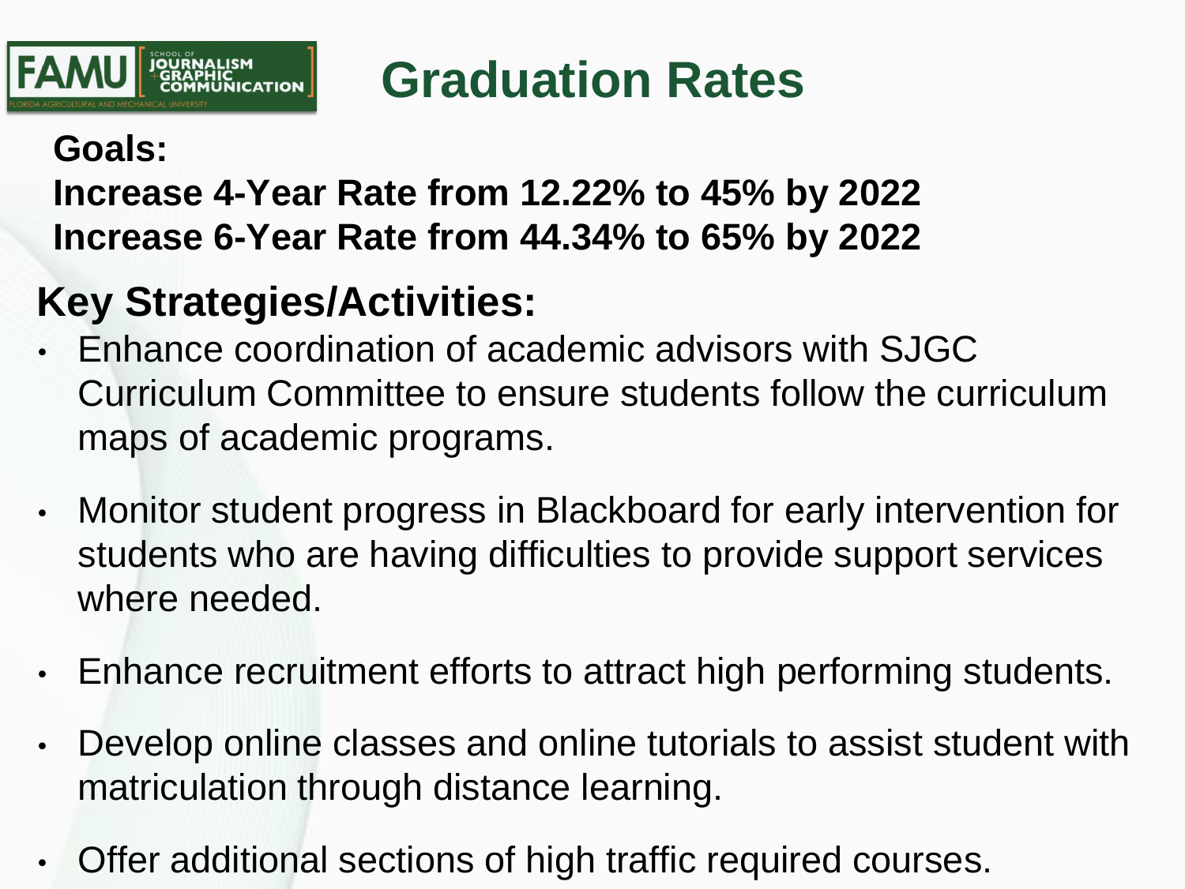# Graduation Rates

**Goals:**

**Increase 4-Year Rate from 12.22% to 45% by 2022**
**Increase 6-Year Rate from 44.34% to 65% by 2022**

## Key Strategies/Activities:

- Enhance coordination of academic advisors with SJGC Curriculum Committee to ensure students follow the curriculum maps of academic programs.
- Monitor student progress in Blackboard for early intervention for students who are having difficulties to provide support services where needed.
- Enhance recruitment efforts to attract high performing students.
- Develop online classes and online tutorials to assist student with matriculation through distance learning.
- Offer additional sections of high traffic required courses.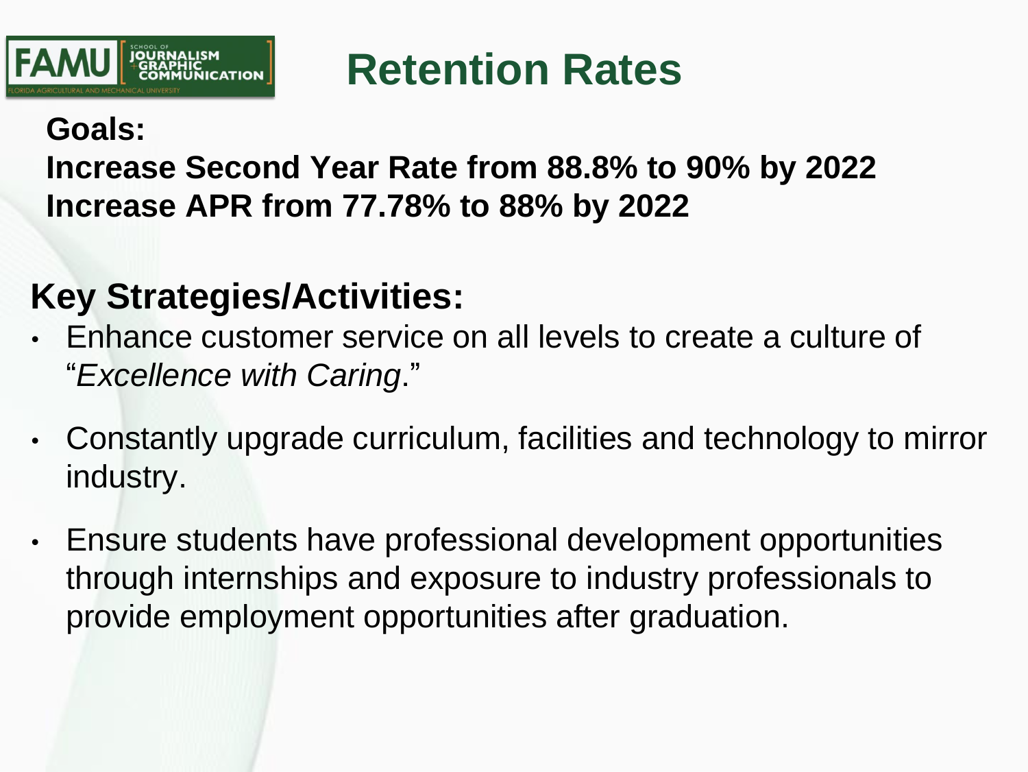# Retention Rates

**Goals:**

**Increase Second Year Rate from 88.8% to 90% by 2022**
**Increase APR from 77.78% to 88% by 2022**

## Key Strategies/Activities:

- Enhance customer service on all levels to create a culture of "*Excellence with Caring*."
- Constantly upgrade curriculum, facilities and technology to mirror industry.
- Ensure students have professional development opportunities through internships and exposure to industry professionals to provide employment opportunities after graduation.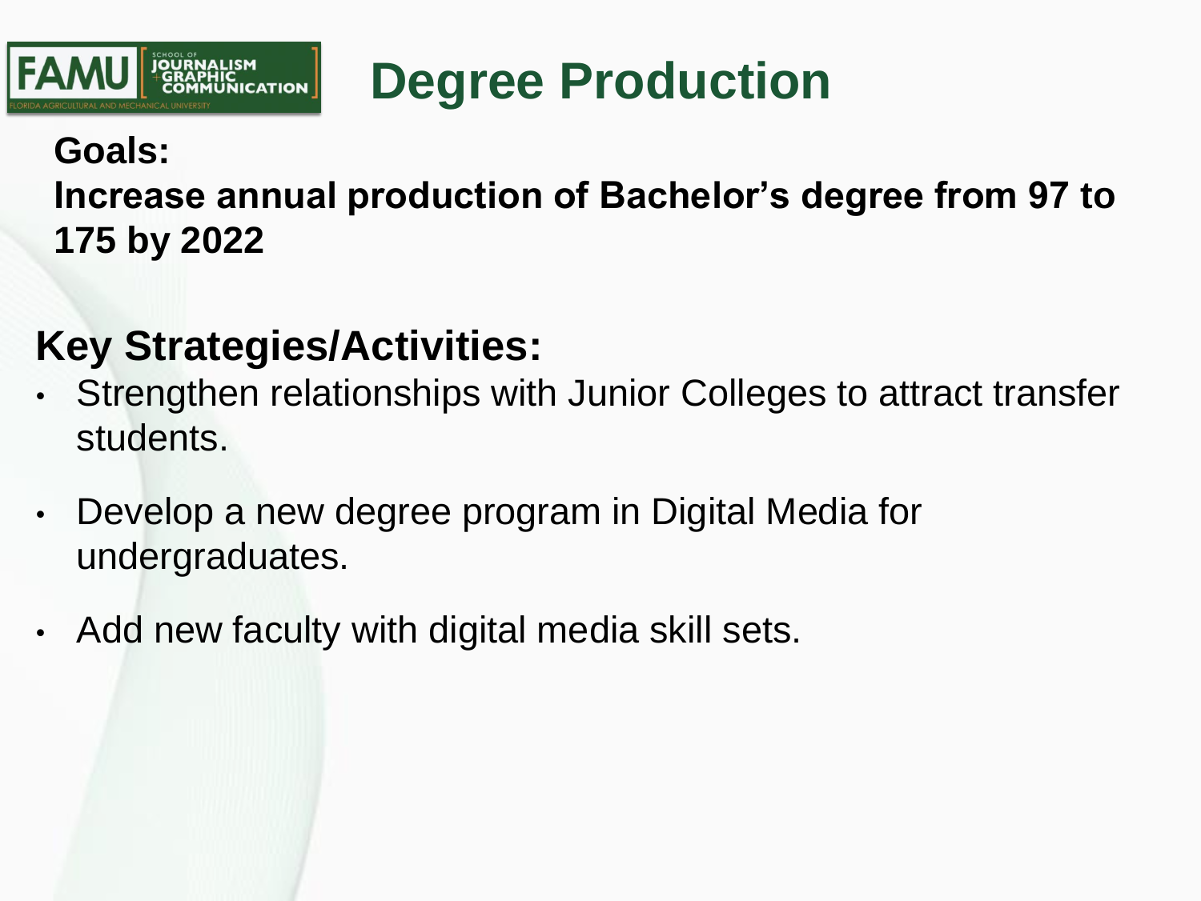# Degree Production

**Goals:**

**Increase annual production of Bachelor's degree from 97 to 175 by 2022**

## Key Strategies/Activities:

- Strengthen relationships with Junior Colleges to attract transfer students.
- Develop a new degree program in Digital Media for undergraduates.
- Add new faculty with digital media skill sets.